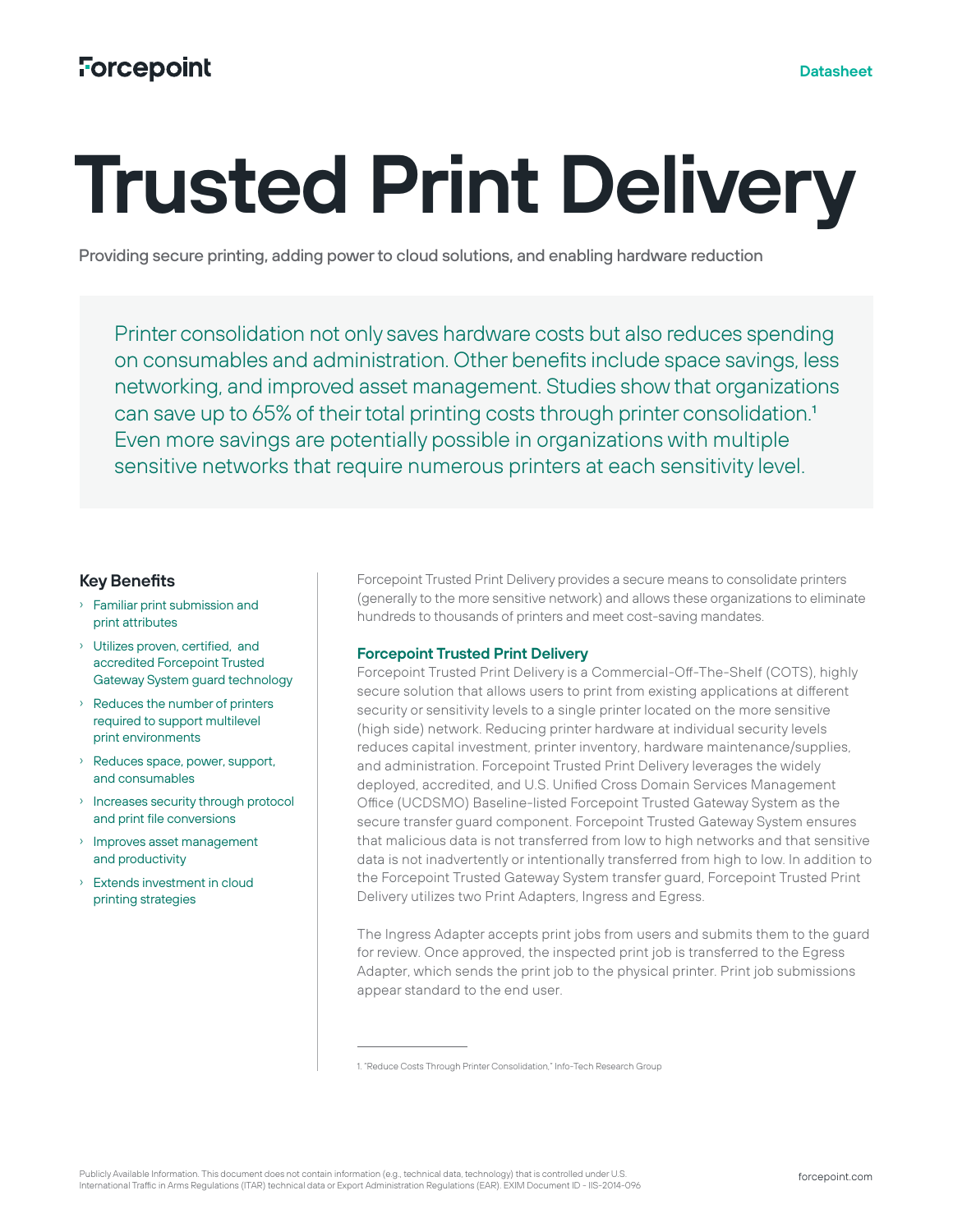Forcepoint

Datasheet

# Trusted Print Delivery

Providing secure printing, adding power to cloud solutions, and enabling hardware reduction

Printer consolidation not only saves hardware costs but also reduces spending on consumables and administration. Other benefits include space savings, less networking, and improved asset management. Studies show that organizations can save up to 65% of their total printing costs through printer consolidation.[1] Even more savings are potentially possible in organizations with multiple sensitive networks that require numerous printers at each sensitivity level.

### Key Benefits

- Familiar print submission and print attributes
- Utilizes proven, certified, and accredited Forcepoint Trusted Gateway System guard technology
- Reduces the number of printers required to support multilevel print environments
- Reduces space, power, support, and consumables
- Increases security through protocol and print file conversions
- Improves asset management and productivity
- Extends investment in cloud printing strategies

Forcepoint Trusted Print Delivery provides a secure means to consolidate printers (generally to the more sensitive network) and allows these organizations to eliminate hundreds to thousands of printers and meet cost-saving mandates.

### Forcepoint Trusted Print Delivery

Forcepoint Trusted Print Delivery is a Commercial-Off-The-Shelf (COTS), highly secure solution that allows users to print from existing applications at different security or sensitivity levels to a single printer located on the more sensitive (high side) network. Reducing printer hardware at individual security levels reduces capital investment, printer inventory, hardware maintenance/supplies, and administration. Forcepoint Trusted Print Delivery leverages the widely deployed, accredited, and U.S. Unified Cross Domain Services Management Office (UCDSMO) Baseline-listed Forcepoint Trusted Gateway System as the secure transfer guard component. Forcepoint Trusted Gateway System ensures that malicious data is not transferred from low to high networks and that sensitive data is not inadvertently or intentionally transferred from high to low. In addition to the Forcepoint Trusted Gateway System transfer guard, Forcepoint Trusted Print Delivery utilizes two Print Adapters, Ingress and Egress.

The Ingress Adapter accepts print jobs from users and submits them to the guard for review. Once approved, the inspected print job is transferred to the Egress Adapter, which sends the print job to the physical printer. Print job submissions appear standard to the end user.

1. "Reduce Costs Through Printer Consolidation," Info-Tech Research Group

Publicly Available Information. This document does not contain information (e.g., technical data, technology) that is controlled under U.S. International Traffic in Arms Regulations (ITAR) technical data or Export Administration Regulations (EAR). EXIM Document ID - IIS-2014-096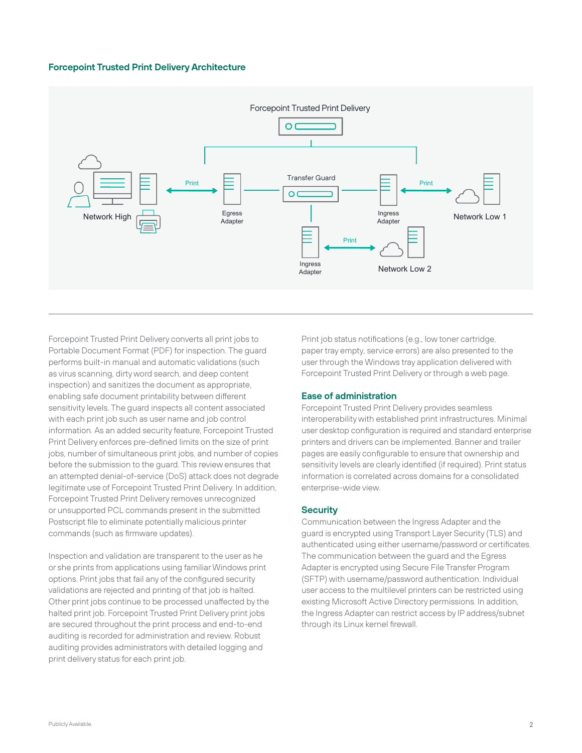## Forcepoint Trusted Print Delivery Architecture

Forcepoint Trusted Print Delivery converts all print jobs to Portable Document Format (PDF) for inspection. The guard performs built-in manual and automatic validations (such as virus scanning, dirty word search, and deep content inspection) and sanitizes the document as appropriate, enabling safe document printability between different sensitivity levels. The guard inspects all content associated with each print job such as user name and job control information. As an added security feature, Forcepoint Trusted Print Delivery enforces pre-defined limits on the size of print jobs, number of simultaneous print jobs, and number of copies before the submission to the guard. This review ensures that an attempted denial-of-service (DoS) attack does not degrade legitimate use of Forcepoint Trusted Print Delivery. In addition, Forcepoint Trusted Print Delivery removes unrecognized or unsupported PCL commands present in the submitted Postscript file to eliminate potentially malicious printer commands (such as firmware updates).

Inspection and validation are transparent to the user as he or she prints from applications using familiar Windows print options. Print jobs that fail any of the configured security validations are rejected and printing of that job is halted. Other print jobs continue to be processed unaffected by the halted print job. Forcepoint Trusted Print Delivery print jobs are secured throughout the print process and end-to-end auditing is recorded for administration and review. Robust auditing provides administrators with detailed logging and print delivery status for each print job.

Print job status notifications (e.g., low toner cartridge, paper tray empty, service errors) are also presented to the user through the Windows tray application delivered with Forcepoint Trusted Print Delivery or through a web page.

### Ease of administration

Forcepoint Trusted Print Delivery provides seamless interoperability with established print infrastructures. Minimal user desktop configuration is required and standard enterprise printers and drivers can be implemented. Banner and trailer pages are easily configurable to ensure that ownership and sensitivity levels are clearly identified (if required). Print status information is correlated across domains for a consolidated enterprise-wide view.

### Security

Communication between the Ingress Adapter and the guard is encrypted using Transport Layer Security (TLS) and authenticated using either username/password or certificates. The communication between the guard and the Egress Adapter is encrypted using Secure File Transfer Program (SFTP) with username/password authentication. Individual user access to the multilevel printers can be restricted using existing Microsoft Active Directory permissions. In addition, the Ingress Adapter can restrict access by IP address/subnet through its Linux kernel firewall.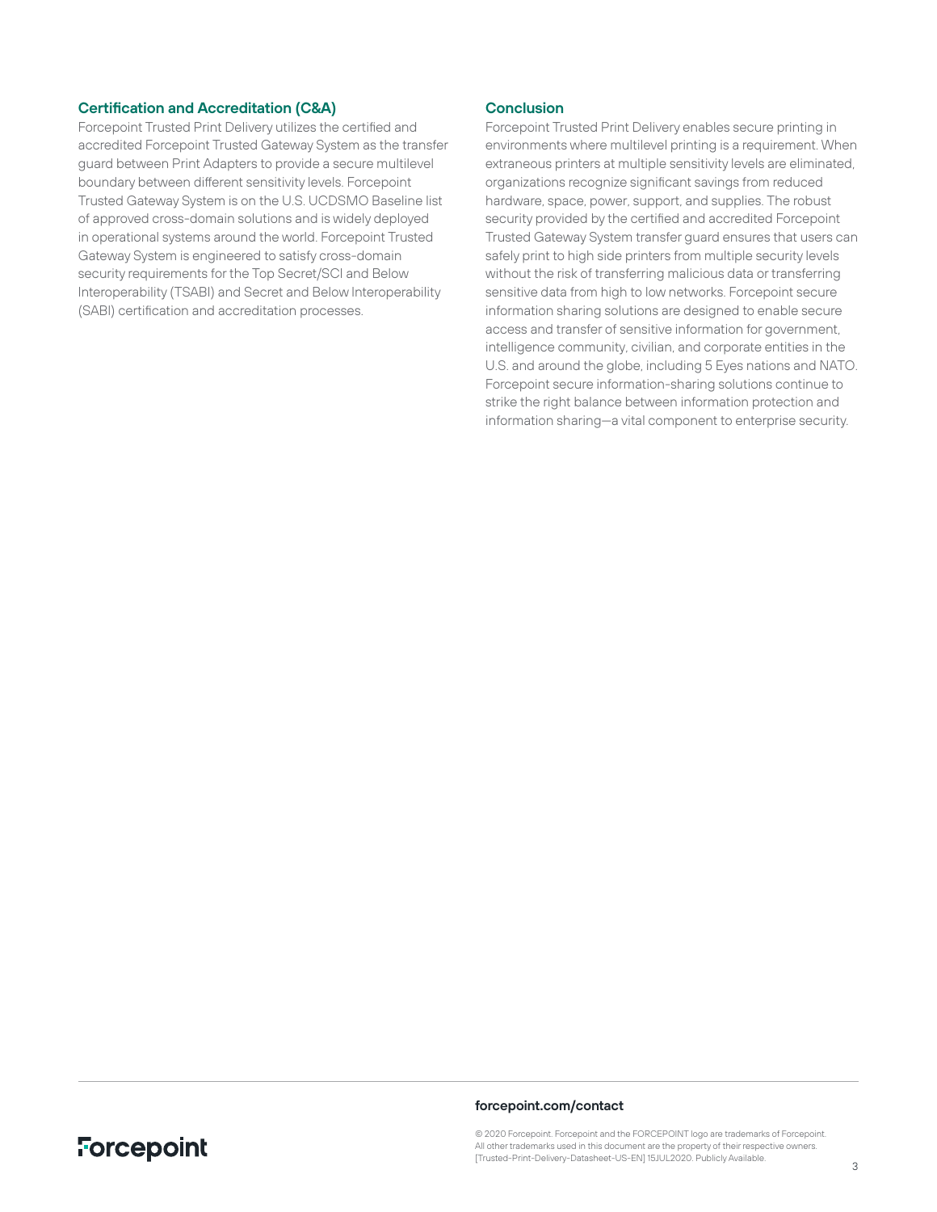## Certification and Accreditation (C&A)

Forcepoint Trusted Print Delivery utilizes the certified and accredited Forcepoint Trusted Gateway System as the transfer guard between Print Adapters to provide a secure multilevel boundary between different sensitivity levels. Forcepoint Trusted Gateway System is on the U.S. UCDSMO Baseline list of approved cross-domain solutions and is widely deployed in operational systems around the world. Forcepoint Trusted Gateway System is engineered to satisfy cross-domain security requirements for the Top Secret/SCI and Below Interoperability (TSABI) and Secret and Below Interoperability (SABI) certification and accreditation processes.

## Conclusion

Forcepoint Trusted Print Delivery enables secure printing in environments where multilevel printing is a requirement. When extraneous printers at multiple sensitivity levels are eliminated, organizations recognize significant savings from reduced hardware, space, power, support, and supplies. The robust security provided by the certified and accredited Forcepoint Trusted Gateway System transfer guard ensures that users can safely print to high side printers from multiple security levels without the risk of transferring malicious data or transferring sensitive data from high to low networks. Forcepoint secure information sharing solutions are designed to enable secure access and transfer of sensitive information for government, intelligence community, civilian, and corporate entities in the U.S. and around the globe, including 5 Eyes nations and NATO. Forcepoint secure information-sharing solutions continue to strike the right balance between information protection and information sharing—a vital component to enterprise security.

Forcepoint

**forcepoint.com/contact**

© 2020 Forcepoint. Forcepoint and the FORCEPOINT logo are trademarks of Forcepoint. All other trademarks used in this document are the property of their respective owners. [Trusted-Print-Delivery-Datasheet-US-EN] 15JUL2020. Publicly Available.